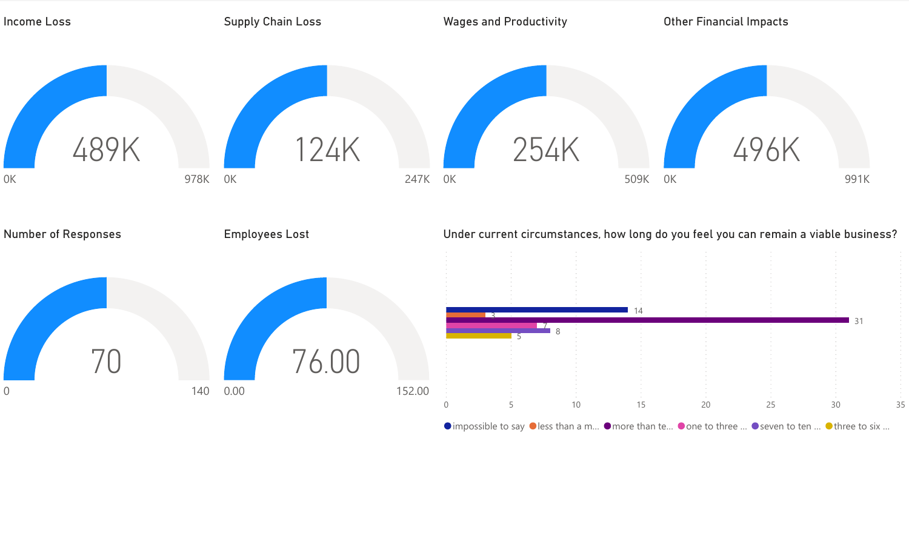## Income Loss

489K

0K | 978K

## Supply Chain Loss

124K

0K | 247K

## Wages and Productivity

254K

0K | 509K

## Other Financial Impacts

496K

0K | 991K

## Number of Responses

70

0 | 140

## Employees Lost

76.00

0.00 | 152.00

## Under current circumstances, how long do you feel you can remain a viable business?

| Response | Count |
| --- | --- |
| impossible to say | 14 |
| less than a m... | 3 |
| more than te... | 31 |
| one to three ... | 7 |
| seven to ten ... | 8 |
| three to six ... | 5 |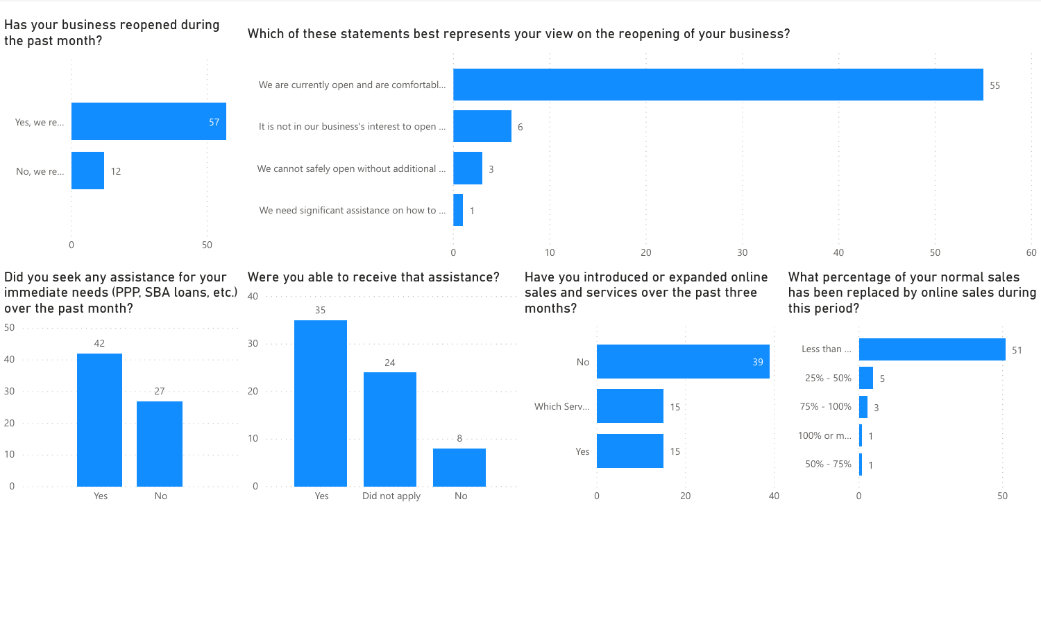## Has your business reopened during the past month?

Yes, we re...
57
No, we re...
12
0
50

## Which of these statements best represents your view on the reopening of your business?

We are currently open and are comfortabl...
55
It is not in our business's interest to open ...
6
We cannot safely open without additional ...
3
We need significant assistance on how to ...
1
0
10
20
30
40
50
60

## Did you seek any assistance for your immediate needs (PPP, SBA loans, etc.) over the past month?

50
40
30
20
10
0
42
27
Yes
No

## Were you able to receive that assistance?

40
30
20
10
0
35
24
8
Yes
Did not apply
No

## Have you introduced or expanded online sales and services over the past three months?

No
39
Which Serv...
15
Yes
15
0
20
40

## What percentage of your normal sales has been replaced by online sales during this period?

Less than ...
51
25% - 50%
5
75% - 100%
3
100% or m...
1
50% - 75%
1
0
50